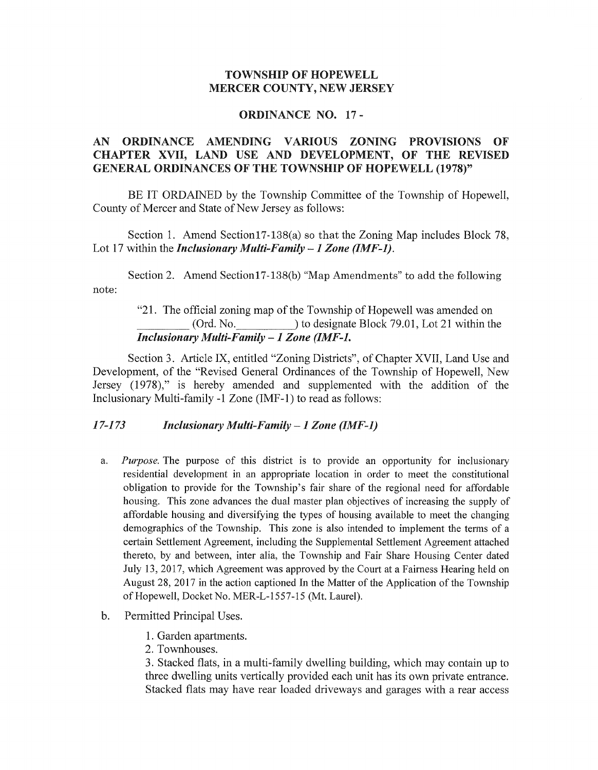**TOWNSHIP OF HOPEWELL**
**MERCER COUNTY, NEW JERSEY**

**ORDINANCE NO. 17 -**

**AN ORDINANCE AMENDING VARIOUS ZONING PROVISIONS OF CHAPTER XVII, LAND USE AND DEVELOPMENT, OF THE REVISED GENERAL ORDINANCES OF THE TOWNSHIP OF HOPEWELL (1978)"**

BE IT ORDAINED by the Township Committee of the Township of Hopewell, County of Mercer and State of New Jersey as follows:

Section 1. Amend Section17-138(a) so that the Zoning Map includes Block 78, Lot 17 within the ***Inclusionary Multi-Family – 1 Zone (IMF-1)***.

Section 2. Amend Section17-138(b) "Map Amendments" to add the following note:

> "21. The official zoning map of the Township of Hopewell was amended on \_\_\_\_\_\_\_\_\_ (Ord. No.\_\_\_\_\_\_\_\_\_\_) to designate Block 79.01, Lot 21 within the ***Inclusionary Multi-Family – 1 Zone (IMF-1.***

Section 3. Article IX, entitled "Zoning Districts", of Chapter XVII, Land Use and Development, of the "Revised General Ordinances of the Township of Hopewell, New Jersey (1978)," is hereby amended and supplemented with the addition of the Inclusionary Multi-family -1 Zone (IMF-1) to read as follows:

***17-173 Inclusionary Multi-Family – 1 Zone (IMF-1)***

a. *Purpose.* The purpose of this district is to provide an opportunity for inclusionary residential development in an appropriate location in order to meet the constitutional obligation to provide for the Township's fair share of the regional need for affordable housing. This zone advances the dual master plan objectives of increasing the supply of affordable housing and diversifying the types of housing available to meet the changing demographics of the Township. This zone is also intended to implement the terms of a certain Settlement Agreement, including the Supplemental Settlement Agreement attached thereto, by and between, inter alia, the Township and Fair Share Housing Center dated July 13, 2017, which Agreement was approved by the Court at a Fairness Hearing held on August 28, 2017 in the action captioned In the Matter of the Application of the Township of Hopewell, Docket No. MER-L-1557-15 (Mt. Laurel).

b. Permitted Principal Uses.

   1. Garden apartments.
   2. Townhouses.
   3. Stacked flats, in a multi-family dwelling building, which may contain up to three dwelling units vertically provided each unit has its own private entrance. Stacked flats may have rear loaded driveways and garages with a rear access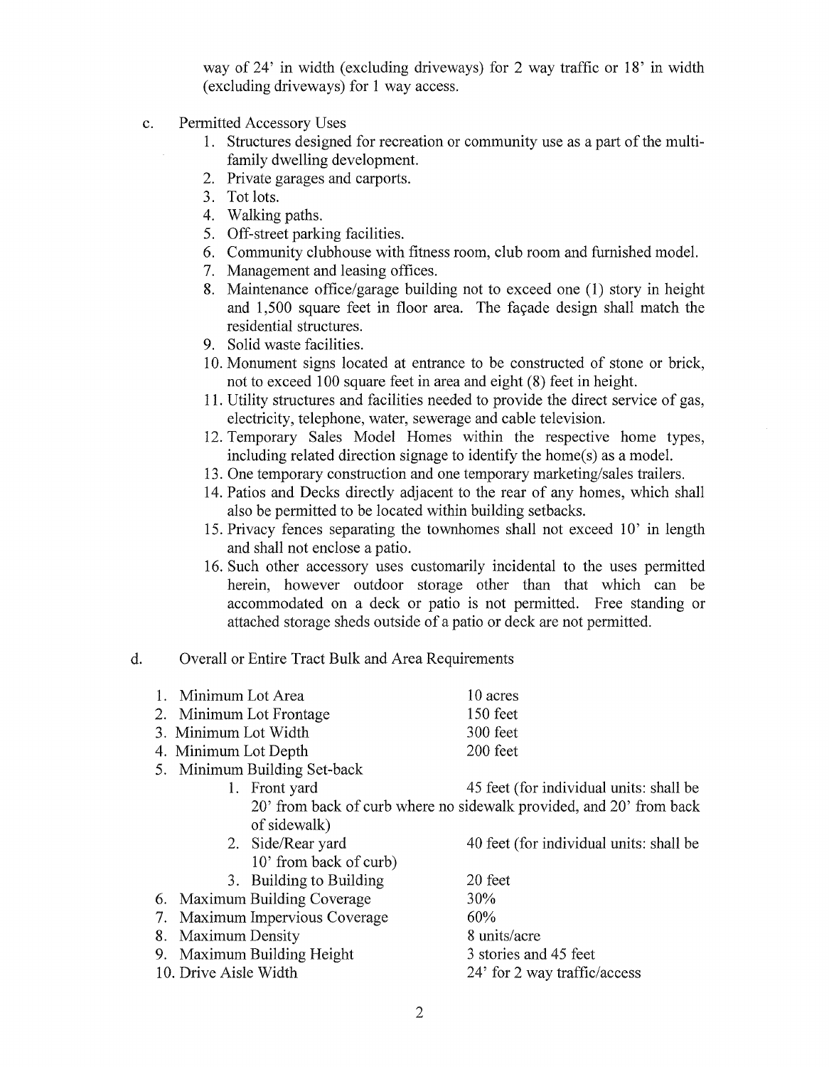way of 24' in width (excluding driveways) for 2 way traffic or 18' in width (excluding driveways) for 1 way access.

c. Permitted Accessory Uses

1. Structures designed for recreation or community use as a part of the multi-family dwelling development.
2. Private garages and carports.
3. Tot lots.
4. Walking paths.
5. Off-street parking facilities.
6. Community clubhouse with fitness room, club room and furnished model.
7. Management and leasing offices.
8. Maintenance office/garage building not to exceed one (1) story in height and 1,500 square feet in floor area. The façade design shall match the residential structures.
9. Solid waste facilities.
10. Monument signs located at entrance to be constructed of stone or brick, not to exceed 100 square feet in area and eight (8) feet in height.
11. Utility structures and facilities needed to provide the direct service of gas, electricity, telephone, water, sewerage and cable television.
12. Temporary Sales Model Homes within the respective home types, including related direction signage to identify the home(s) as a model.
13. One temporary construction and one temporary marketing/sales trailers.
14. Patios and Decks directly adjacent to the rear of any homes, which shall also be permitted to be located within building setbacks.
15. Privacy fences separating the townhomes shall not exceed 10' in length and shall not enclose a patio.
16. Such other accessory uses customarily incidental to the uses permitted herein, however outdoor storage other than that which can be accommodated on a deck or patio is not permitted. Free standing or attached storage sheds outside of a patio or deck are not permitted.

d. Overall or Entire Tract Bulk and Area Requirements

1. Minimum Lot Area — 10 acres
2. Minimum Lot Frontage — 150 feet
3. Minimum Lot Width — 300 feet
4. Minimum Lot Depth — 200 feet
5. Minimum Building Set-back
    1. Front yard — 45 feet (for individual units: shall be 20' from back of curb where no sidewalk provided, and 20' from back of sidewalk)
    2. Side/Rear yard — 40 feet (for individual units: shall be 10' from back of curb)
    3. Building to Building — 20 feet
6. Maximum Building Coverage — 30%
7. Maximum Impervious Coverage — 60%
8. Maximum Density — 8 units/acre
9. Maximum Building Height — 3 stories and 45 feet
10. Drive Aisle Width — 24' for 2 way traffic/access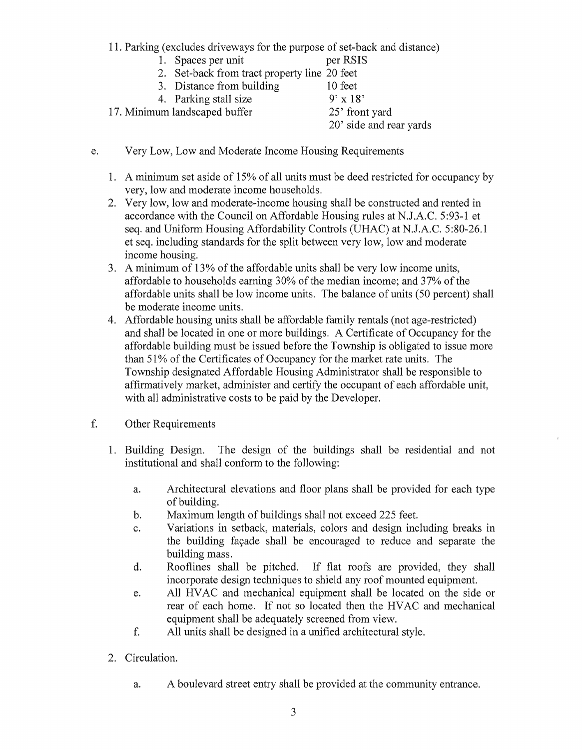11. Parking (excludes driveways for the purpose of set-back and distance)
    1. Spaces per unit — per RSIS
    2. Set-back from tract property line — 20 feet
    3. Distance from building — 10 feet
    4. Parking stall size — 9' x 18'

17. Minimum landscaped buffer — 25' front yard; 20' side and rear yards

e. Very Low, Low and Moderate Income Housing Requirements

1. A minimum set aside of 15% of all units must be deed restricted for occupancy by very, low and moderate income households.
2. Very low, low and moderate-income housing shall be constructed and rented in accordance with the Council on Affordable Housing rules at N.J.A.C. 5:93-1 et seq. and Uniform Housing Affordability Controls (UHAC) at N.J.A.C. 5:80-26.1 et seq. including standards for the split between very low, low and moderate income housing.
3. A minimum of 13% of the affordable units shall be very low income units, affordable to households earning 30% of the median income; and 37% of the affordable units shall be low income units. The balance of units (50 percent) shall be moderate income units.
4. Affordable housing units shall be affordable family rentals (not age-restricted) and shall be located in one or more buildings. A Certificate of Occupancy for the affordable building must be issued before the Township is obligated to issue more than 51% of the Certificates of Occupancy for the market rate units. The Township designated Affordable Housing Administrator shall be responsible to affirmatively market, administer and certify the occupant of each affordable unit, with all administrative costs to be paid by the Developer.

f. Other Requirements

1. Building Design. The design of the buildings shall be residential and not institutional and shall conform to the following:

   a. Architectural elevations and floor plans shall be provided for each type of building.

   b. Maximum length of buildings shall not exceed 225 feet.

   c. Variations in setback, materials, colors and design including breaks in the building façade shall be encouraged to reduce and separate the building mass.

   d. Rooflines shall be pitched. If flat roofs are provided, they shall incorporate design techniques to shield any roof mounted equipment.

   e. All HVAC and mechanical equipment shall be located on the side or rear of each home. If not so located then the HVAC and mechanical equipment shall be adequately screened from view.

   f. All units shall be designed in a unified architectural style.

2. Circulation.

   a. A boulevard street entry shall be provided at the community entrance.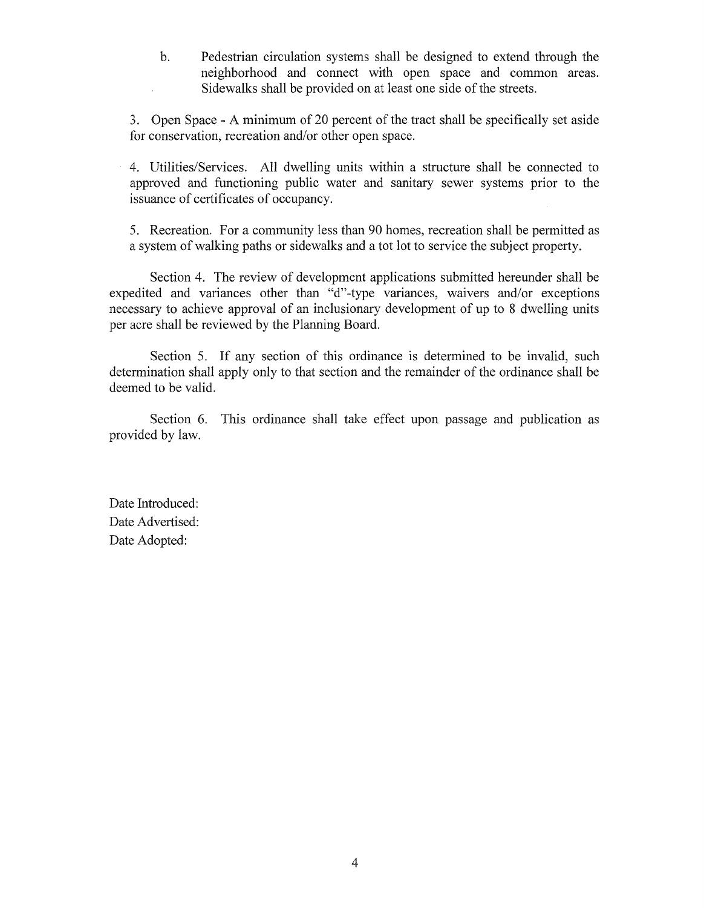b. Pedestrian circulation systems shall be designed to extend through the neighborhood and connect with open space and common areas. Sidewalks shall be provided on at least one side of the streets.

3. Open Space - A minimum of 20 percent of the tract shall be specifically set aside for conservation, recreation and/or other open space.

4. Utilities/Services. All dwelling units within a structure shall be connected to approved and functioning public water and sanitary sewer systems prior to the issuance of certificates of occupancy.

5. Recreation. For a community less than 90 homes, recreation shall be permitted as a system of walking paths or sidewalks and a tot lot to service the subject property.

Section 4. The review of development applications submitted hereunder shall be expedited and variances other than "d"-type variances, waivers and/or exceptions necessary to achieve approval of an inclusionary development of up to 8 dwelling units per acre shall be reviewed by the Planning Board.

Section 5. If any section of this ordinance is determined to be invalid, such determination shall apply only to that section and the remainder of the ordinance shall be deemed to be valid.

Section 6. This ordinance shall take effect upon passage and publication as provided by law.

Date Introduced:
Date Advertised:
Date Adopted: